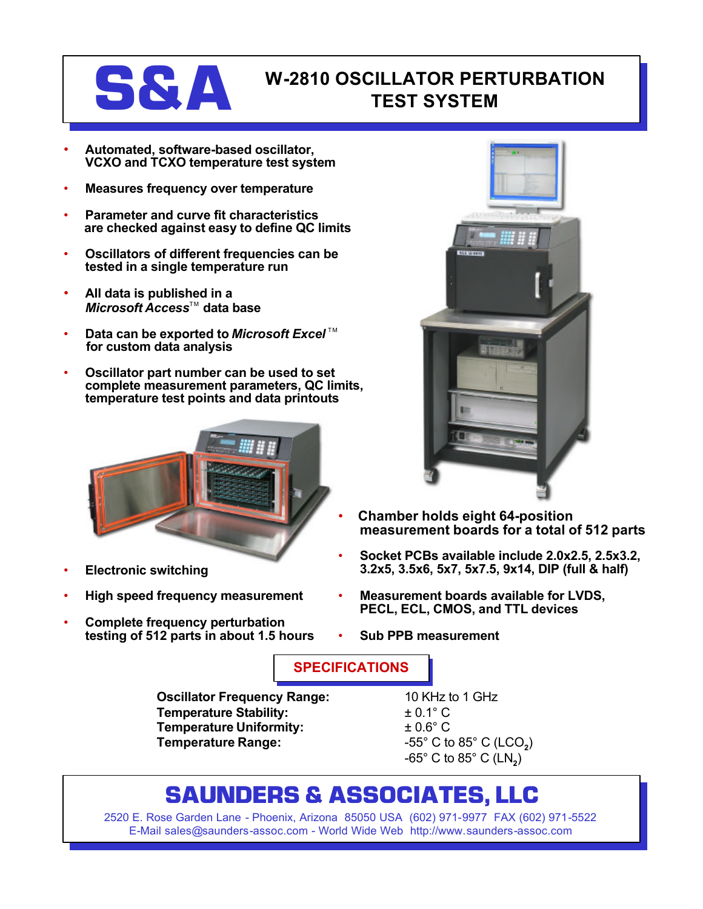# S&A

# W-2810 OSCILLATOR PERTURBATION TEST SYSTEM

- **Automated, software-based oscillator, VCXO and TCXO temperature test system**
- **Measures frequency over temperature**
- **Parameter and curve fit characteristics are checked against easy to define QC limits**
- **Oscillators of different frequencies can be tested in a single temperature run**
- **All data is published in a *Microsoft Access*™ data base**
- **Data can be exported to *Microsoft Excel*™ for custom data analysis**
- **Oscillator part number can be used to set complete measurement parameters, QC limits, temperature test points and data printouts**
- **Electronic switching**
- **High speed frequency measurement**
- **Complete frequency perturbation testing of 512 parts in about 1.5 hours**
- **Chamber holds eight 64-position measurement boards for a total of 512 parts**
- **Socket PCBs available include 2.0x2.5, 2.5x3.2, 3.2x5, 3.5x6, 5x7, 5x7.5, 9x14, DIP (full & half)**
- **Measurement boards available for LVDS, PECL, ECL, CMOS, and TTL devices**
- **Sub PPB measurement**

## SPECIFICATIONS

| | |
|---|---|
| **Oscillator Frequency Range:** | 10 KHz to 1 GHz |
| **Temperature Stability:** | ± 0.1° C |
| **Temperature Uniformity:** | ± 0.6° C |
| **Temperature Range:** | -55° C to 85° C ($LCO_2$) |
| | -65° C to 85° C ($LN_2$) |

## SAUNDERS & ASSOCIATES, LLC

2520 E. Rose Garden Lane - Phoenix, Arizona 85050 USA (602) 971-9977 FAX (602) 971-5522
E-Mail sales@saunders-assoc.com - World Wide Web http://www.saunders-assoc.com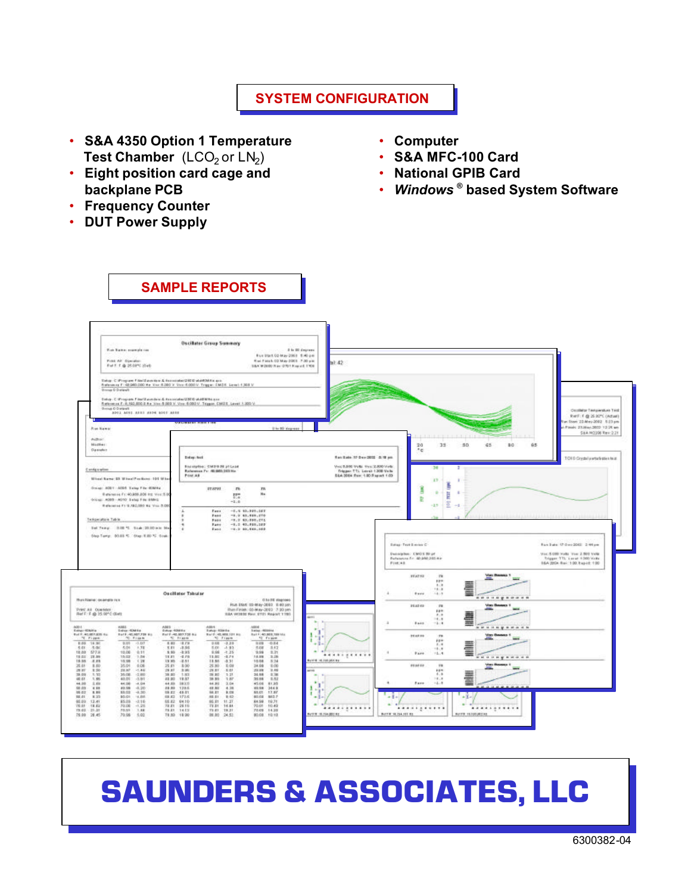## SYSTEM CONFIGURATION

- **S&A 4350 Option 1 Temperature Test Chamber** ($LCO_2$ or $LN_2$)
- **Eight position card cage and backplane PCB**
- **Frequency Counter**
- **DUT Power Supply**
- **Computer**
- **S&A MFC-100 Card**
- **National GPIB Card**
- ***Windows*® based System Software**

## SAMPLE REPORTS

# SAUNDERS & ASSOCIATES, LLC

6300382-04